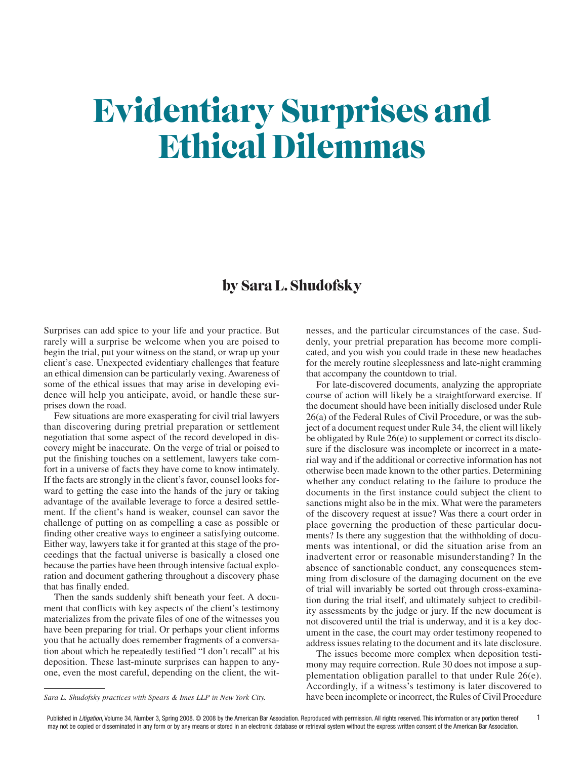# Evidentiary Surprises and Ethical Dilemmas

## by Sara L. Shudofsky

Surprises can add spice to your life and your practice. But rarely will a surprise be welcome when you are poised to begin the trial, put your witness on the stand, or wrap up your client's case. Unexpected evidentiary challenges that feature an ethical dimension can be particularly vexing. Awareness of some of the ethical issues that may arise in developing evidence will help you anticipate, avoid, or handle these surprises down the road.

Few situations are more exasperating for civil trial lawyers than discovering during pretrial preparation or settlement negotiation that some aspect of the record developed in discovery might be inaccurate. On the verge of trial or poised to put the finishing touches on a settlement, lawyers take comfort in a universe of facts they have come to know intimately. If the facts are strongly in the client's favor, counsel looks forward to getting the case into the hands of the jury or taking advantage of the available leverage to force a desired settlement. If the client's hand is weaker, counsel can savor the challenge of putting on as compelling a case as possible or finding other creative ways to engineer a satisfying outcome. Either way, lawyers take it for granted at this stage of the proceedings that the factual universe is basically a closed one because the parties have been through intensive factual exploration and document gathering throughout a discovery phase that has finally ended.

Then the sands suddenly shift beneath your feet. A document that conflicts with key aspects of the client's testimony materializes from the private files of one of the witnesses you have been preparing for trial. Or perhaps your client informs you that he actually does remember fragments of a conversation about which he repeatedly testified "I don't recall" at his deposition. These last-minute surprises can happen to anyone, even the most careful, depending on the client, the witnesses, and the particular circumstances of the case. Suddenly, your pretrial preparation has become more complicated, and you wish you could trade in these new headaches for the merely routine sleeplessness and late-night cramming that accompany the countdown to trial.

For late-discovered documents, analyzing the appropriate course of action will likely be a straightforward exercise. If the document should have been initially disclosed under Rule 26(a) of the Federal Rules of Civil Procedure, or was the subject of a document request under Rule 34, the client will likely be obligated by Rule 26(e) to supplement or correct its disclosure if the disclosure was incomplete or incorrect in a material way and if the additional or corrective information has not otherwise been made known to the other parties. Determining whether any conduct relating to the failure to produce the documents in the first instance could subject the client to sanctions might also be in the mix. What were the parameters of the discovery request at issue? Was there a court order in place governing the production of these particular documents? Is there any suggestion that the withholding of documents was intentional, or did the situation arise from an inadvertent error or reasonable misunderstanding? In the absence of sanctionable conduct, any consequences stemming from disclosure of the damaging document on the eve of trial will invariably be sorted out through cross-examination during the trial itself, and ultimately subject to credibility assessments by the judge or jury. If the new document is not discovered until the trial is underway, and it is a key document in the case, the court may order testimony reopened to address issues relating to the document and its late disclosure.

The issues become more complex when deposition testimony may require correction. Rule 30 does not impose a supplementation obligation parallel to that under Rule 26(e). Accordingly, if a witness's testimony is later discovered to have been incomplete or incorrect, the Rules of Civil Procedure

*Sara L. Shudofsky practices with Spears & Imes LLP in New York City.*

Published in *Litigation*, Volume 34, Number 3, Spring 2008. © 2008 by the American Bar Association. Reproduced with permission. All rights reserved. This information or any portion thereof may not be copied or disseminated in any form or by any means or stored in an electronic database or retrieval system without the express written consent of the American Bar Association.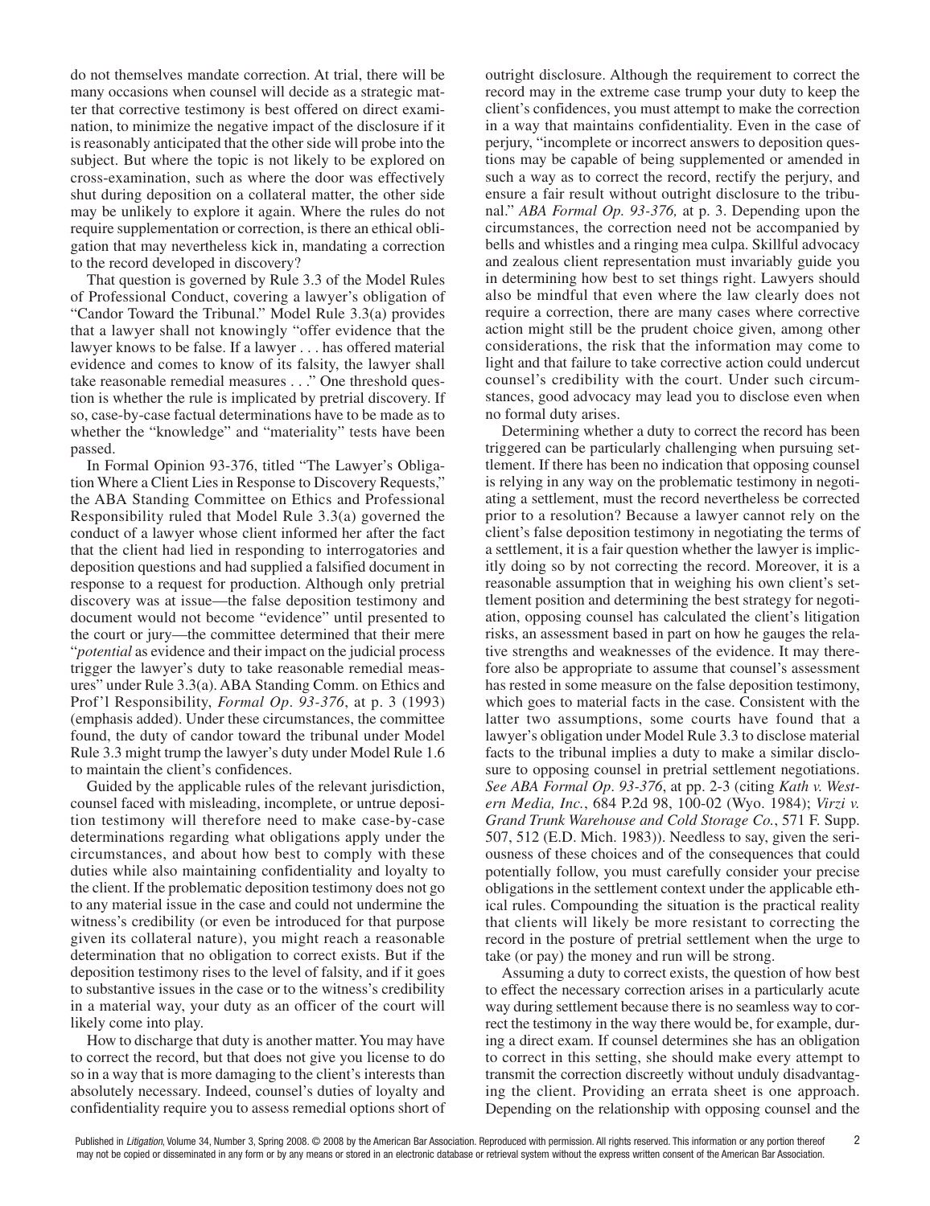do not themselves mandate correction. At trial, there will be many occasions when counsel will decide as a strategic matter that corrective testimony is best offered on direct examination, to minimize the negative impact of the disclosure if it is reasonably anticipated that the other side will probe into the subject. But where the topic is not likely to be explored on cross-examination, such as where the door was effectively shut during deposition on a collateral matter, the other side may be unlikely to explore it again. Where the rules do not require supplementation or correction, is there an ethical obligation that may nevertheless kick in, mandating a correction to the record developed in discovery?

That question is governed by Rule 3.3 of the Model Rules of Professional Conduct, covering a lawyer's obligation of "Candor Toward the Tribunal." Model Rule 3.3(a) provides that a lawyer shall not knowingly "offer evidence that the lawyer knows to be false. If a lawyer . . . has offered material evidence and comes to know of its falsity, the lawyer shall take reasonable remedial measures . . ." One threshold question is whether the rule is implicated by pretrial discovery. If so, case-by-case factual determinations have to be made as to whether the "knowledge" and "materiality" tests have been passed.

In Formal Opinion 93-376, titled "The Lawyer's Obligation Where a Client Lies in Response to Discovery Requests," the ABA Standing Committee on Ethics and Professional Responsibility ruled that Model Rule 3.3(a) governed the conduct of a lawyer whose client informed her after the fact that the client had lied in responding to interrogatories and deposition questions and had supplied a falsified document in response to a request for production. Although only pretrial discovery was at issue—the false deposition testimony and document would not become "evidence" until presented to the court or jury—the committee determined that their mere "*potential* as evidence and their impact on the judicial process trigger the lawyer's duty to take reasonable remedial measures" under Rule 3.3(a). ABA Standing Comm. on Ethics and Prof'l Responsibility, *Formal Op. 93-376*, at p. 3 (1993) (emphasis added). Under these circumstances, the committee found, the duty of candor toward the tribunal under Model Rule 3.3 might trump the lawyer's duty under Model Rule 1.6 to maintain the client's confidences.

Guided by the applicable rules of the relevant jurisdiction, counsel faced with misleading, incomplete, or untrue deposition testimony will therefore need to make case-by-case determinations regarding what obligations apply under the circumstances, and about how best to comply with these duties while also maintaining confidentiality and loyalty to the client. If the problematic deposition testimony does not go to any material issue in the case and could not undermine the witness's credibility (or even be introduced for that purpose given its collateral nature), you might reach a reasonable determination that no obligation to correct exists. But if the deposition testimony rises to the level of falsity, and if it goes to substantive issues in the case or to the witness's credibility in a material way, your duty as an officer of the court will likely come into play.

How to discharge that duty is another matter. You may have to correct the record, but that does not give you license to do so in a way that is more damaging to the client's interests than absolutely necessary. Indeed, counsel's duties of loyalty and confidentiality require you to assess remedial options short of outright disclosure. Although the requirement to correct the record may in the extreme case trump your duty to keep the client's confidences, you must attempt to make the correction in a way that maintains confidentiality. Even in the case of perjury, "incomplete or incorrect answers to deposition questions may be capable of being supplemented or amended in such a way as to correct the record, rectify the perjury, and ensure a fair result without outright disclosure to the tribunal." *ABA Formal Op. 93-376,* at p. 3. Depending upon the circumstances, the correction need not be accompanied by bells and whistles and a ringing mea culpa. Skillful advocacy and zealous client representation must invariably guide you in determining how best to set things right. Lawyers should also be mindful that even where the law clearly does not require a correction, there are many cases where corrective action might still be the prudent choice given, among other considerations, the risk that the information may come to light and that failure to take corrective action could undercut counsel's credibility with the court. Under such circumstances, good advocacy may lead you to disclose even when no formal duty arises.

Determining whether a duty to correct the record has been triggered can be particularly challenging when pursuing settlement. If there has been no indication that opposing counsel is relying in any way on the problematic testimony in negotiating a settlement, must the record nevertheless be corrected prior to a resolution? Because a lawyer cannot rely on the client's false deposition testimony in negotiating the terms of a settlement, it is a fair question whether the lawyer is implicitly doing so by not correcting the record. Moreover, it is a reasonable assumption that in weighing his own client's settlement position and determining the best strategy for negotiation, opposing counsel has calculated the client's litigation risks, an assessment based in part on how he gauges the relative strengths and weaknesses of the evidence. It may therefore also be appropriate to assume that counsel's assessment has rested in some measure on the false deposition testimony, which goes to material facts in the case. Consistent with the latter two assumptions, some courts have found that a lawyer's obligation under Model Rule 3.3 to disclose material facts to the tribunal implies a duty to make a similar disclosure to opposing counsel in pretrial settlement negotiations. *See ABA Formal Op. 93-376*, at pp. 2-3 (citing *Kath v. Western Media, Inc.*, 684 P.2d 98, 100-02 (Wyo. 1984); *Virzi v. Grand Trunk Warehouse and Cold Storage Co.*, 571 F. Supp. 507, 512 (E.D. Mich. 1983)). Needless to say, given the seriousness of these choices and of the consequences that could potentially follow, you must carefully consider your precise obligations in the settlement context under the applicable ethical rules. Compounding the situation is the practical reality that clients will likely be more resistant to correcting the record in the posture of pretrial settlement when the urge to take (or pay) the money and run will be strong.

Assuming a duty to correct exists, the question of how best to effect the necessary correction arises in a particularly acute way during settlement because there is no seamless way to correct the testimony in the way there would be, for example, during a direct exam. If counsel determines she has an obligation to correct in this setting, she should make every attempt to transmit the correction discreetly without unduly disadvantaging the client. Providing an errata sheet is one approach. Depending on the relationship with opposing counsel and the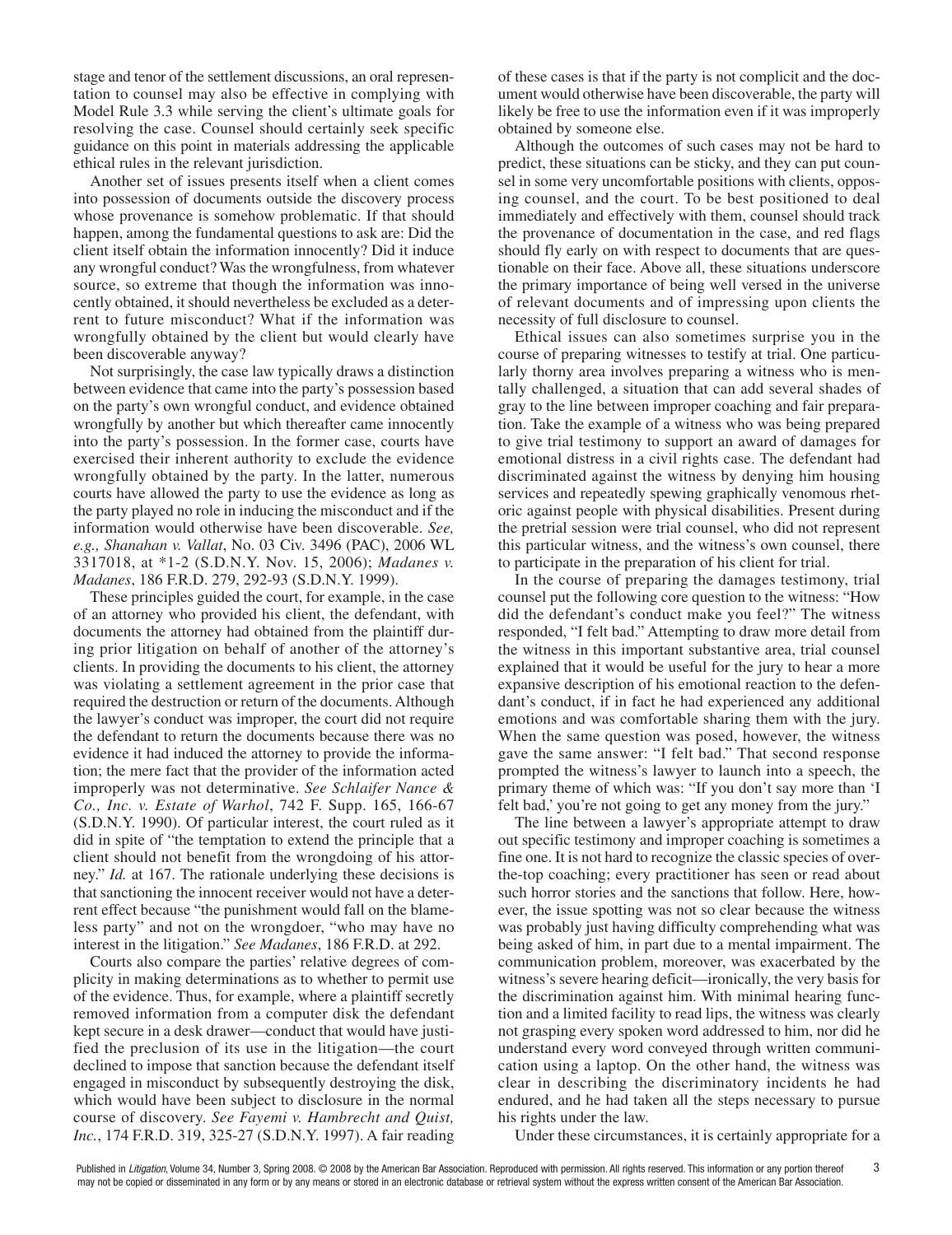stage and tenor of the settlement discussions, an oral representation to counsel may also be effective in complying with Model Rule 3.3 while serving the client's ultimate goals for resolving the case. Counsel should certainly seek specific guidance on this point in materials addressing the applicable ethical rules in the relevant jurisdiction.

Another set of issues presents itself when a client comes into possession of documents outside the discovery process whose provenance is somehow problematic. If that should happen, among the fundamental questions to ask are: Did the client itself obtain the information innocently? Did it induce any wrongful conduct? Was the wrongfulness, from whatever source, so extreme that though the information was innocently obtained, it should nevertheless be excluded as a deterrent to future misconduct? What if the information was wrongfully obtained by the client but would clearly have been discoverable anyway?

Not surprisingly, the case law typically draws a distinction between evidence that came into the party's possession based on the party's own wrongful conduct, and evidence obtained wrongfully by another but which thereafter came innocently into the party's possession. In the former case, courts have exercised their inherent authority to exclude the evidence wrongfully obtained by the party. In the latter, numerous courts have allowed the party to use the evidence as long as the party played no role in inducing the misconduct and if the information would otherwise have been discoverable. *See, e.g., Shanahan v. Vallat*, No. 03 Civ. 3496 (PAC), 2006 WL 3317018, at *1-2 (S.D.N.Y. Nov. 15, 2006); *Madanes v. Madanes*, 186 F.R.D. 279, 292-93 (S.D.N.Y. 1999).

These principles guided the court, for example, in the case of an attorney who provided his client, the defendant, with documents the attorney had obtained from the plaintiff during prior litigation on behalf of another of the attorney's clients. In providing the documents to his client, the attorney was violating a settlement agreement in the prior case that required the destruction or return of the documents. Although the lawyer's conduct was improper, the court did not require the defendant to return the documents because there was no evidence it had induced the attorney to provide the information; the mere fact that the provider of the information acted improperly was not determinative. *See Schlaifer Nance & Co., Inc. v. Estate of Warhol*, 742 F. Supp. 165, 166-67 (S.D.N.Y. 1990). Of particular interest, the court ruled as it did in spite of "the temptation to extend the principle that a client should not benefit from the wrongdoing of his attorney." *Id.* at 167. The rationale underlying these decisions is that sanctioning the innocent receiver would not have a deterrent effect because "the punishment would fall on the blameless party" and not on the wrongdoer, "who may have no interest in the litigation." *See Madanes*, 186 F.R.D. at 292.

Courts also compare the parties' relative degrees of complicity in making determinations as to whether to permit use of the evidence. Thus, for example, where a plaintiff secretly removed information from a computer disk the defendant kept secure in a desk drawer—conduct that would have justified the preclusion of its use in the litigation—the court declined to impose that sanction because the defendant itself engaged in misconduct by subsequently destroying the disk, which would have been subject to disclosure in the normal course of discovery. *See Fayemi v. Hambrecht and Quist, Inc.*, 174 F.R.D. 319, 325-27 (S.D.N.Y. 1997). A fair reading of these cases is that if the party is not complicit and the document would otherwise have been discoverable, the party will likely be free to use the information even if it was improperly obtained by someone else.

Although the outcomes of such cases may not be hard to predict, these situations can be sticky, and they can put counsel in some very uncomfortable positions with clients, opposing counsel, and the court. To be best positioned to deal immediately and effectively with them, counsel should track the provenance of documentation in the case, and red flags should fly early on with respect to documents that are questionable on their face. Above all, these situations underscore the primary importance of being well versed in the universe of relevant documents and of impressing upon clients the necessity of full disclosure to counsel.

Ethical issues can also sometimes surprise you in the course of preparing witnesses to testify at trial. One particularly thorny area involves preparing a witness who is mentally challenged, a situation that can add several shades of gray to the line between improper coaching and fair preparation. Take the example of a witness who was being prepared to give trial testimony to support an award of damages for emotional distress in a civil rights case. The defendant had discriminated against the witness by denying him housing services and repeatedly spewing graphically venomous rhetoric against people with physical disabilities. Present during the pretrial session were trial counsel, who did not represent this particular witness, and the witness's own counsel, there to participate in the preparation of his client for trial.

In the course of preparing the damages testimony, trial counsel put the following core question to the witness: "How did the defendant's conduct make you feel?" The witness responded, "I felt bad." Attempting to draw more detail from the witness in this important substantive area, trial counsel explained that it would be useful for the jury to hear a more expansive description of his emotional reaction to the defendant's conduct, if in fact he had experienced any additional emotions and was comfortable sharing them with the jury. When the same question was posed, however, the witness gave the same answer: "I felt bad." That second response prompted the witness's lawyer to launch into a speech, the primary theme of which was: "If you don't say more than 'I felt bad,' you're not going to get any money from the jury."

The line between a lawyer's appropriate attempt to draw out specific testimony and improper coaching is sometimes a fine one. It is not hard to recognize the classic species of over-the-top coaching; every practitioner has seen or read about such horror stories and the sanctions that follow. Here, however, the issue spotting was not so clear because the witness was probably just having difficulty comprehending what was being asked of him, in part due to a mental impairment. The communication problem, moreover, was exacerbated by the witness's severe hearing deficit—ironically, the very basis for the discrimination against him. With minimal hearing function and a limited facility to read lips, the witness was clearly not grasping every spoken word addressed to him, nor did he understand every word conveyed through written communication using a laptop. On the other hand, the witness was clear in describing the discriminatory incidents he had endured, and he had taken all the steps necessary to pursue his rights under the law.

Under these circumstances, it is certainly appropriate for a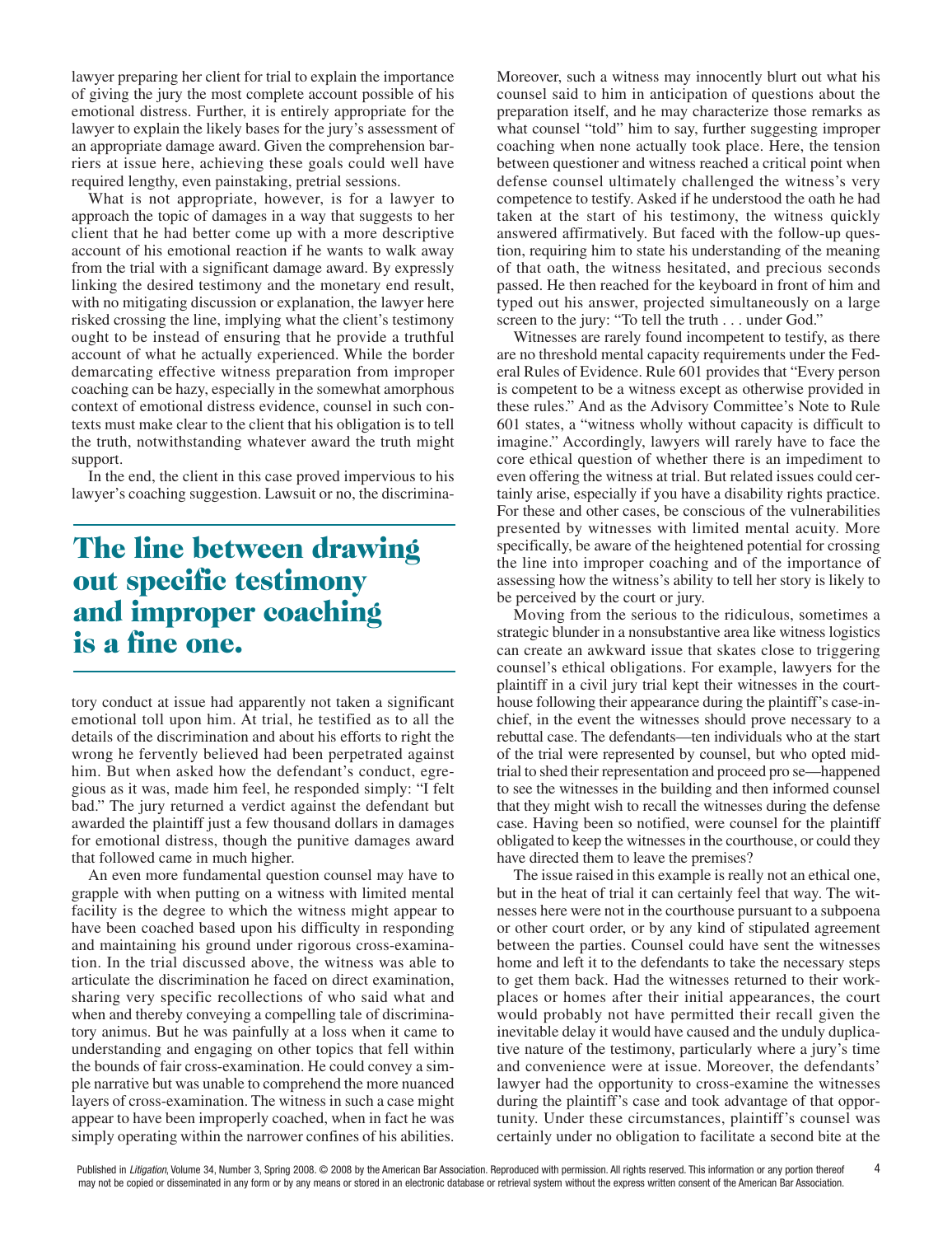lawyer preparing her client for trial to explain the importance of giving the jury the most complete account possible of his emotional distress. Further, it is entirely appropriate for the lawyer to explain the likely bases for the jury's assessment of an appropriate damage award. Given the comprehension barriers at issue here, achieving these goals could well have required lengthy, even painstaking, pretrial sessions.

What is not appropriate, however, is for a lawyer to approach the topic of damages in a way that suggests to her client that he had better come up with a more descriptive account of his emotional reaction if he wants to walk away from the trial with a significant damage award. By expressly linking the desired testimony and the monetary end result, with no mitigating discussion or explanation, the lawyer here risked crossing the line, implying what the client's testimony ought to be instead of ensuring that he provide a truthful account of what he actually experienced. While the border demarcating effective witness preparation from improper coaching can be hazy, especially in the somewhat amorphous context of emotional distress evidence, counsel in such contexts must make clear to the client that his obligation is to tell the truth, notwithstanding whatever award the truth might support.

In the end, the client in this case proved impervious to his lawyer's coaching suggestion. Lawsuit or no, the discriminatory conduct at issue had apparently not taken a significant emotional toll upon him. At trial, he testified as to all the details of the discrimination and about his efforts to right the wrong he fervently believed had been perpetrated against him. But when asked how the defendant's conduct, egregious as it was, made him feel, he responded simply: "I felt bad." The jury returned a verdict against the defendant but awarded the plaintiff just a few thousand dollars in damages for emotional distress, though the punitive damages award that followed came in much higher.

## The line between drawing out specific testimony and improper coaching is a fine one.

An even more fundamental question counsel may have to grapple with when putting on a witness with limited mental facility is the degree to which the witness might appear to have been coached based upon his difficulty in responding and maintaining his ground under rigorous cross-examination. In the trial discussed above, the witness was able to articulate the discrimination he faced on direct examination, sharing very specific recollections of who said what and when and thereby conveying a compelling tale of discriminatory animus. But he was painfully at a loss when it came to understanding and engaging on other topics that fell within the bounds of fair cross-examination. He could convey a simple narrative but was unable to comprehend the more nuanced layers of cross-examination. The witness in such a case might appear to have been improperly coached, when in fact he was simply operating within the narrower confines of his abilities. Moreover, such a witness may innocently blurt out what his counsel said to him in anticipation of questions about the preparation itself, and he may characterize those remarks as what counsel "told" him to say, further suggesting improper coaching when none actually took place. Here, the tension between questioner and witness reached a critical point when defense counsel ultimately challenged the witness's very competence to testify. Asked if he understood the oath he had taken at the start of his testimony, the witness quickly answered affirmatively. But faced with the follow-up question, requiring him to state his understanding of the meaning of that oath, the witness hesitated, and precious seconds passed. He then reached for the keyboard in front of him and typed out his answer, projected simultaneously on a large screen to the jury: "To tell the truth . . . under God."

Witnesses are rarely found incompetent to testify, as there are no threshold mental capacity requirements under the Federal Rules of Evidence. Rule 601 provides that "Every person is competent to be a witness except as otherwise provided in these rules." And as the Advisory Committee's Note to Rule 601 states, a "witness wholly without capacity is difficult to imagine." Accordingly, lawyers will rarely have to face the core ethical question of whether there is an impediment to even offering the witness at trial. But related issues could certainly arise, especially if you have a disability rights practice. For these and other cases, be conscious of the vulnerabilities presented by witnesses with limited mental acuity. More specifically, be aware of the heightened potential for crossing the line into improper coaching and of the importance of assessing how the witness's ability to tell her story is likely to be perceived by the court or jury.

Moving from the serious to the ridiculous, sometimes a strategic blunder in a nonsubstantive area like witness logistics can create an awkward issue that skates close to triggering counsel's ethical obligations. For example, lawyers for the plaintiff in a civil jury trial kept their witnesses in the courthouse following their appearance during the plaintiff's case-in-chief, in the event the witnesses should prove necessary to a rebuttal case. The defendants—ten individuals who at the start of the trial were represented by counsel, but who opted mid-trial to shed their representation and proceed pro se—happened to see the witnesses in the building and then informed counsel that they might wish to recall the witnesses during the defense case. Having been so notified, were counsel for the plaintiff obligated to keep the witnesses in the courthouse, or could they have directed them to leave the premises?

The issue raised in this example is really not an ethical one, but in the heat of trial it can certainly feel that way. The witnesses here were not in the courthouse pursuant to a subpoena or other court order, or by any kind of stipulated agreement between the parties. Counsel could have sent the witnesses home and left it to the defendants to take the necessary steps to get them back. Had the witnesses returned to their workplaces or homes after their initial appearances, the court would probably not have permitted their recall given the inevitable delay it would have caused and the unduly duplicative nature of the testimony, particularly where a jury's time and convenience were at issue. Moreover, the defendants' lawyer had the opportunity to cross-examine the witnesses during the plaintiff's case and took advantage of that opportunity. Under these circumstances, plaintiff's counsel was certainly under no obligation to facilitate a second bite at the

Published in *Litigation*, Volume 34, Number 3, Spring 2008. © 2008 by the American Bar Association. Reproduced with permission. All rights reserved. This information or any portion thereof may not be copied or disseminated in any form or by any means or stored in an electronic database or retrieval system without the express written consent of the American Bar Association.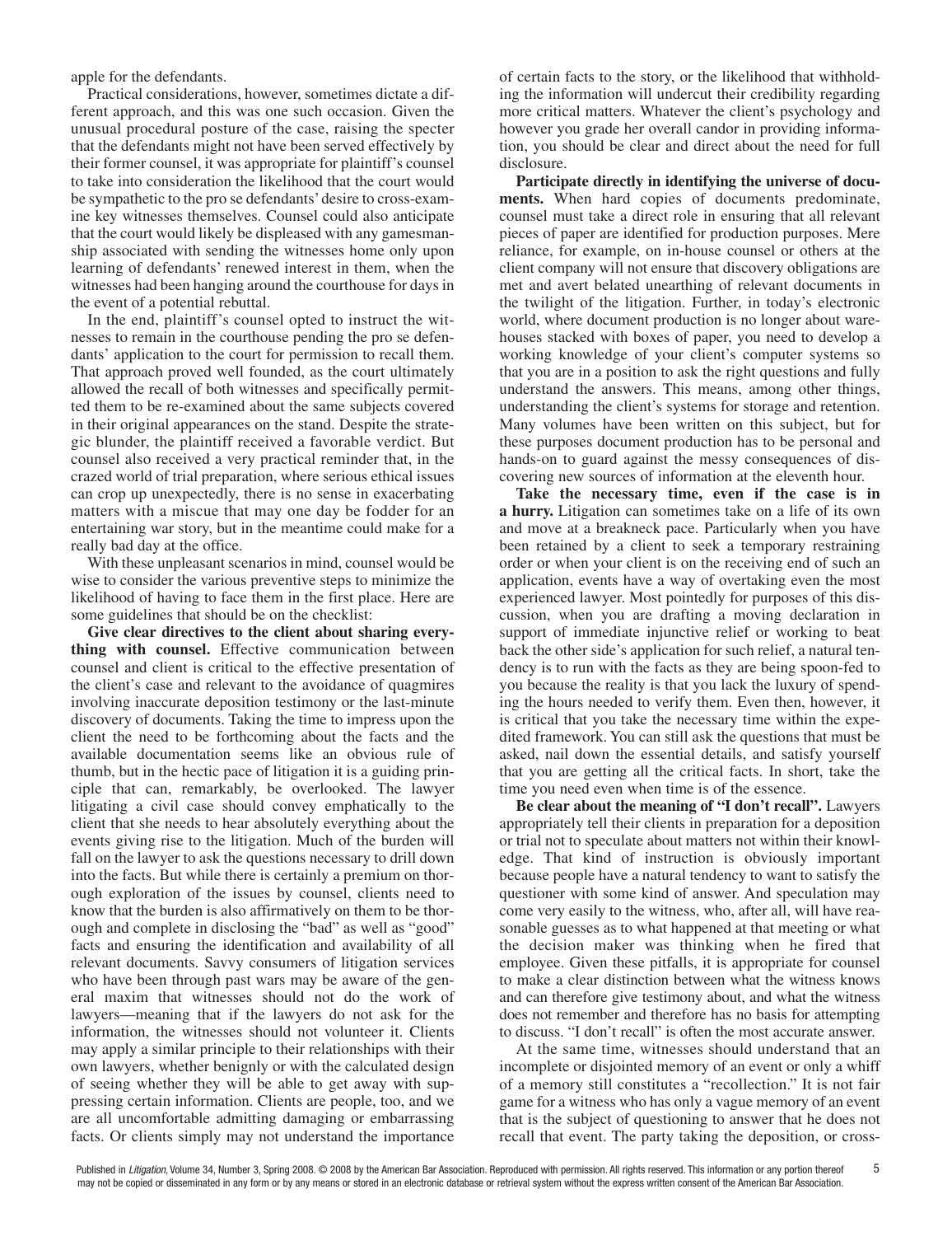apple for the defendants.

Practical considerations, however, sometimes dictate a different approach, and this was one such occasion. Given the unusual procedural posture of the case, raising the specter that the defendants might not have been served effectively by their former counsel, it was appropriate for plaintiff's counsel to take into consideration the likelihood that the court would be sympathetic to the pro se defendants' desire to cross-examine key witnesses themselves. Counsel could also anticipate that the court would likely be displeased with any gamesmanship associated with sending the witnesses home only upon learning of defendants' renewed interest in them, when the witnesses had been hanging around the courthouse for days in the event of a potential rebuttal.

In the end, plaintiff's counsel opted to instruct the witnesses to remain in the courthouse pending the pro se defendants' application to the court for permission to recall them. That approach proved well founded, as the court ultimately allowed the recall of both witnesses and specifically permitted them to be re-examined about the same subjects covered in their original appearances on the stand. Despite the strategic blunder, the plaintiff received a favorable verdict. But counsel also received a very practical reminder that, in the crazed world of trial preparation, where serious ethical issues can crop up unexpectedly, there is no sense in exacerbating matters with a miscue that may one day be fodder for an entertaining war story, but in the meantime could make for a really bad day at the office.

With these unpleasant scenarios in mind, counsel would be wise to consider the various preventive steps to minimize the likelihood of having to face them in the first place. Here are some guidelines that should be on the checklist:

**Give clear directives to the client about sharing everything with counsel.** Effective communication between counsel and client is critical to the effective presentation of the client's case and relevant to the avoidance of quagmires involving inaccurate deposition testimony or the last-minute discovery of documents. Taking the time to impress upon the client the need to be forthcoming about the facts and the available documentation seems like an obvious rule of thumb, but in the hectic pace of litigation it is a guiding principle that can, remarkably, be overlooked. The lawyer litigating a civil case should convey emphatically to the client that she needs to hear absolutely everything about the events giving rise to the litigation. Much of the burden will fall on the lawyer to ask the questions necessary to drill down into the facts. But while there is certainly a premium on thorough exploration of the issues by counsel, clients need to know that the burden is also affirmatively on them to be thorough and complete in disclosing the "bad" as well as "good" facts and ensuring the identification and availability of all relevant documents. Savvy consumers of litigation services who have been through past wars may be aware of the general maxim that witnesses should not do the work of lawyers—meaning that if the lawyers do not ask for the information, the witnesses should not volunteer it. Clients may apply a similar principle to their relationships with their own lawyers, whether benignly or with the calculated design of seeing whether they will be able to get away with suppressing certain information. Clients are people, too, and we are all uncomfortable admitting damaging or embarrassing facts. Or clients simply may not understand the importance of certain facts to the story, or the likelihood that withholding the information will undercut their credibility regarding more critical matters. Whatever the client's psychology and however you grade her overall candor in providing information, you should be clear and direct about the need for full disclosure.

**Participate directly in identifying the universe of documents.** When hard copies of documents predominate, counsel must take a direct role in ensuring that all relevant pieces of paper are identified for production purposes. Mere reliance, for example, on in-house counsel or others at the client company will not ensure that discovery obligations are met and avert belated unearthing of relevant documents in the twilight of the litigation. Further, in today's electronic world, where document production is no longer about warehouses stacked with boxes of paper, you need to develop a working knowledge of your client's computer systems so that you are in a position to ask the right questions and fully understand the answers. This means, among other things, understanding the client's systems for storage and retention. Many volumes have been written on this subject, but for these purposes document production has to be personal and hands-on to guard against the messy consequences of discovering new sources of information at the eleventh hour.

**Take the necessary time, even if the case is in a hurry.** Litigation can sometimes take on a life of its own and move at a breakneck pace. Particularly when you have been retained by a client to seek a temporary restraining order or when your client is on the receiving end of such an application, events have a way of overtaking even the most experienced lawyer. Most pointedly for purposes of this discussion, when you are drafting a moving declaration in support of immediate injunctive relief or working to beat back the other side's application for such relief, a natural tendency is to run with the facts as they are being spoon-fed to you because the reality is that you lack the luxury of spending the hours needed to verify them. Even then, however, it is critical that you take the necessary time within the expedited framework. You can still ask the questions that must be asked, nail down the essential details, and satisfy yourself that you are getting all the critical facts. In short, take the time you need even when time is of the essence.

**Be clear about the meaning of "I don't recall".** Lawyers appropriately tell their clients in preparation for a deposition or trial not to speculate about matters not within their knowledge. That kind of instruction is obviously important because people have a natural tendency to want to satisfy the questioner with some kind of answer. And speculation may come very easily to the witness, who, after all, will have reasonable guesses as to what happened at that meeting or what the decision maker was thinking when he fired that employee. Given these pitfalls, it is appropriate for counsel to make a clear distinction between what the witness knows and can therefore give testimony about, and what the witness does not remember and therefore has no basis for attempting to discuss. "I don't recall" is often the most accurate answer.

At the same time, witnesses should understand that an incomplete or disjointed memory of an event or only a whiff of a memory still constitutes a "recollection." It is not fair game for a witness who has only a vague memory of an event that is the subject of questioning to answer that he does not recall that event. The party taking the deposition, or cross-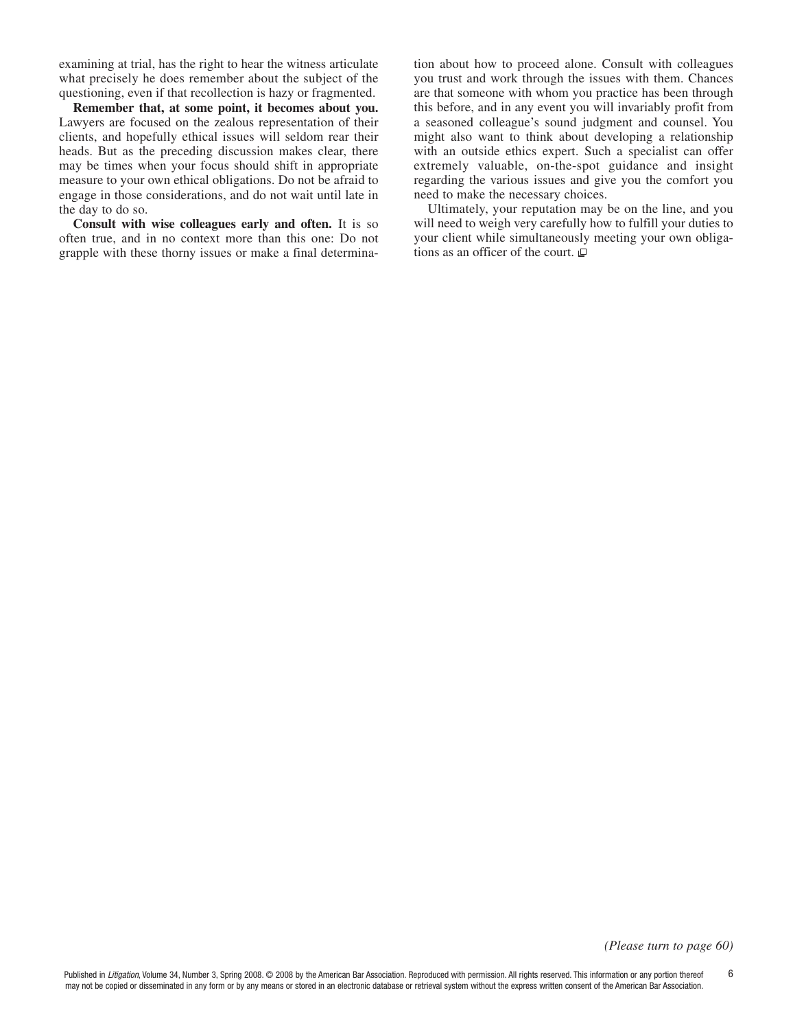examining at trial, has the right to hear the witness articulate what precisely he does remember about the subject of the questioning, even if that recollection is hazy or fragmented.

**Remember that, at some point, it becomes about you.** Lawyers are focused on the zealous representation of their clients, and hopefully ethical issues will seldom rear their heads. But as the preceding discussion makes clear, there may be times when your focus should shift in appropriate measure to your own ethical obligations. Do not be afraid to engage in those considerations, and do not wait until late in the day to do so.

**Consult with wise colleagues early and often.** It is so often true, and in no context more than this one: Do not grapple with these thorny issues or make a final determination about how to proceed alone. Consult with colleagues you trust and work through the issues with them. Chances are that someone with whom you practice has been through this before, and in any event you will invariably profit from a seasoned colleague's sound judgment and counsel. You might also want to think about developing a relationship with an outside ethics expert. Such a specialist can offer extremely valuable, on-the-spot guidance and insight regarding the various issues and give you the comfort you need to make the necessary choices.

Ultimately, your reputation may be on the line, and you will need to weigh very carefully how to fulfill your duties to your client while simultaneously meeting your own obligations as an officer of the court.

*(Please turn to page 60)*

Published in *Litigation*, Volume 34, Number 3, Spring 2008. © 2008 by the American Bar Association. Reproduced with permission. All rights reserved. This information or any portion thereof may not be copied or disseminated in any form or by any means or stored in an electronic database or retrieval system without the express written consent of the American Bar Association.